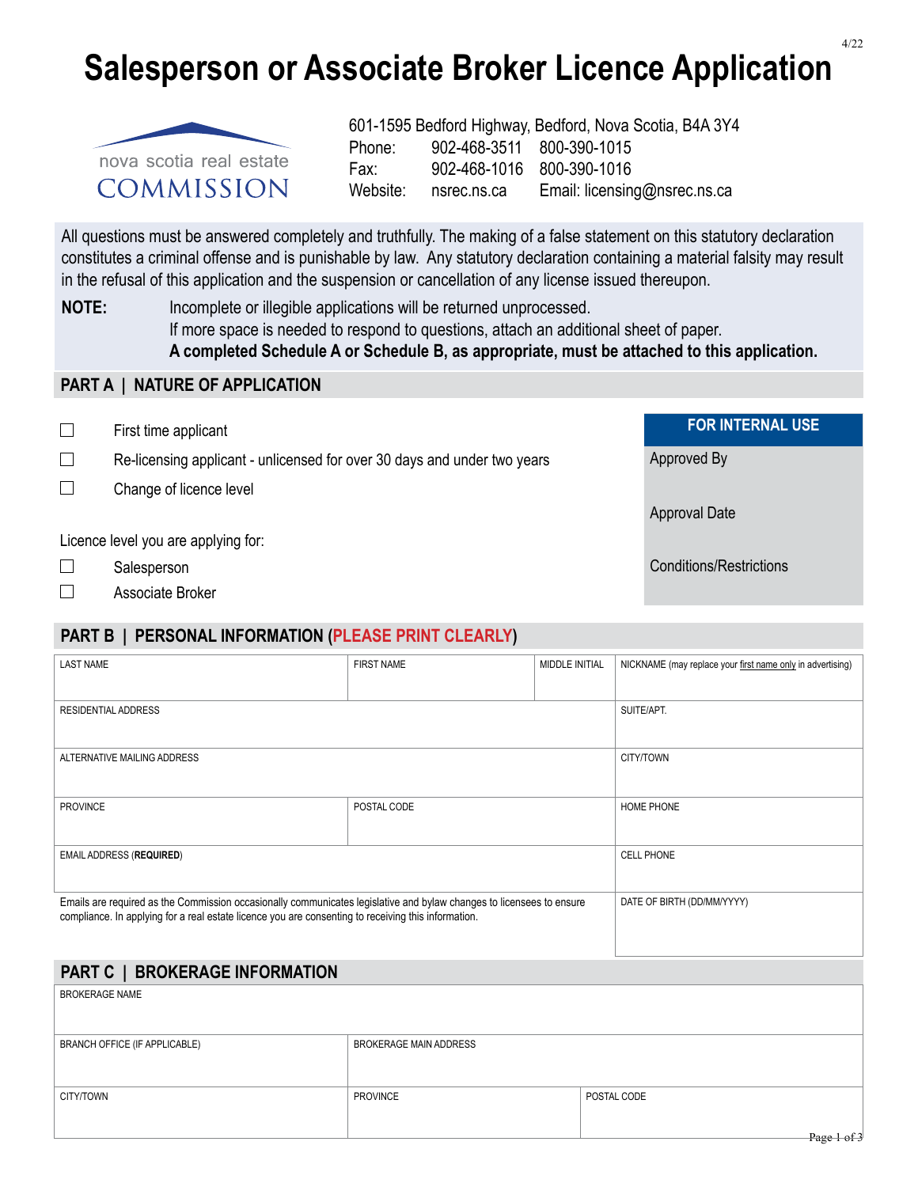4/22

# Salesperson or Associate Broker Licence Application

nova scotia real estate COMMISSION

601-1595 Bedford Highway, Bedford, Nova Scotia, B4A 3Y4

| | | |
|---|---|---|
| Phone: | 902-468-3511 | 800-390-1015 |
| Fax: | 902-468-1016 | 800-390-1016 |
| Website: | nsrec.ns.ca | Email: licensing@nsrec.ns.ca |

All questions must be answered completely and truthfully. The making of a false statement on this statutory declaration constitutes a criminal offense and is punishable by law. Any statutory declaration containing a material falsity may result in the refusal of this application and the suspension or cancellation of any license issued thereupon.

**NOTE:** Incomplete or illegible applications will be returned unprocessed.
If more space is needed to respond to questions, attach an additional sheet of paper.
**A completed Schedule A or Schedule B, as appropriate, must be attached to this application.**

## PART A | NATURE OF APPLICATION

- ☐ First time applicant
- ☐ Re-licensing applicant - unlicensed for over 30 days and under two years
- ☐ Change of licence level

Licence level you are applying for:

- ☐ Salesperson
- ☐ Associate Broker

| FOR INTERNAL USE |
|---|
| Approved By |
| Approval Date |
| Conditions/Restrictions |

## PART B | PERSONAL INFORMATION (PLEASE PRINT CLEARLY)

| LAST NAME | FIRST NAME | MIDDLE INITIAL | NICKNAME (may replace your first name only in advertising) |
|---|---|---|---|
| RESIDENTIAL ADDRESS | | | SUITE/APT. |
| ALTERNATIVE MAILING ADDRESS | | | CITY/TOWN |
| PROVINCE | POSTAL CODE | | HOME PHONE |
| EMAIL ADDRESS (**REQUIRED**) | | | CELL PHONE |
| Emails are required as the Commission occasionally communicates legislative and bylaw changes to licensees to ensure compliance. In applying for a real estate licence you are consenting to receiving this information. | | | DATE OF BIRTH (DD/MM/YYYY) |

## PART C | BROKERAGE INFORMATION

| BROKERAGE NAME | | |
|---|---|---|
| BRANCH OFFICE (IF APPLICABLE) | BROKERAGE MAIN ADDRESS | |
| CITY/TOWN | PROVINCE | POSTAL CODE |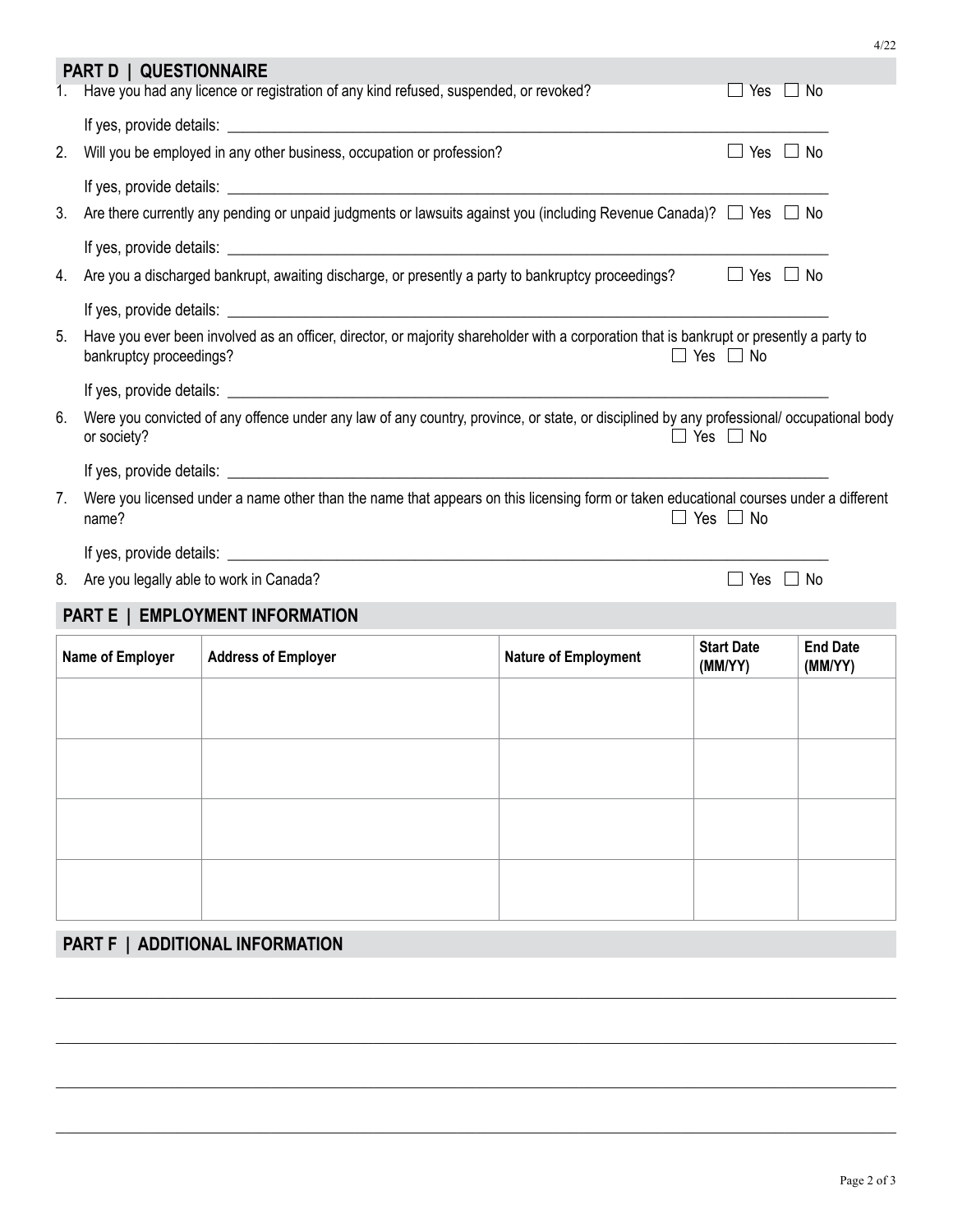## PART D | QUESTIONNAIRE

1. Have you had any licence or registration of any kind refused, suspended, or revoked? ☐ Yes ☐ No

   If yes, provide details: ______________________________

2. Will you be employed in any other business, occupation or profession? ☐ Yes ☐ No

   If yes, provide details: ______________________________

3. Are there currently any pending or unpaid judgments or lawsuits against you (including Revenue Canada)? ☐ Yes ☐ No

   If yes, provide details: ______________________________

4. Are you a discharged bankrupt, awaiting discharge, or presently a party to bankruptcy proceedings? ☐ Yes ☐ No

   If yes, provide details: ______________________________

5. Have you ever been involved as an officer, director, or majority shareholder with a corporation that is bankrupt or presently a party to bankruptcy proceedings? ☐ Yes ☐ No

   If yes, provide details: ______________________________

6. Were you convicted of any offence under any law of any country, province, or state, or disciplined by any professional/ occupational body or society? ☐ Yes ☐ No

   If yes, provide details: ______________________________

7. Were you licensed under a name other than the name that appears on this licensing form or taken educational courses under a different name? ☐ Yes ☐ No

   If yes, provide details: ______________________________

8. Are you legally able to work in Canada? ☐ Yes ☐ No

## PART E | EMPLOYMENT INFORMATION

| Name of Employer | Address of Employer | Nature of Employment | Start Date (MM/YY) | End Date (MM/YY) |
|---|---|---|---|---|
| | | | | |
| | | | | |
| | | | | |
| | | | | |

## PART F | ADDITIONAL INFORMATION

______________________________

______________________________

______________________________

______________________________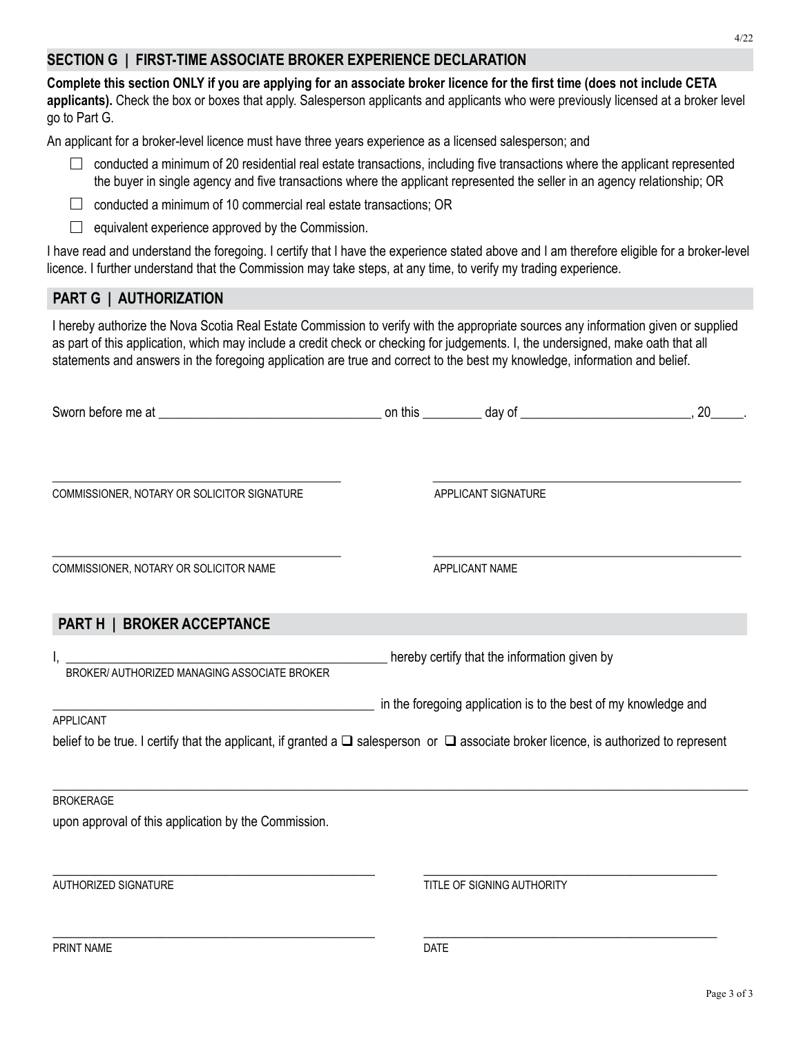## SECTION G | FIRST-TIME ASSOCIATE BROKER EXPERIENCE DECLARATION

**Complete this section ONLY if you are applying for an associate broker licence for the first time (does not include CETA applicants).** Check the box or boxes that apply. Salesperson applicants and applicants who were previously licensed at a broker level go to Part G.

An applicant for a broker-level licence must have three years experience as a licensed salesperson; and

- ☐ conducted a minimum of 20 residential real estate transactions, including five transactions where the applicant represented the buyer in single agency and five transactions where the applicant represented the seller in an agency relationship; OR
- ☐ conducted a minimum of 10 commercial real estate transactions; OR
- ☐ equivalent experience approved by the Commission.

I have read and understand the foregoing. I certify that I have the experience stated above and I am therefore eligible for a broker-level licence. I further understand that the Commission may take steps, at any time, to verify my trading experience.

## PART G | AUTHORIZATION

I hereby authorize the Nova Scotia Real Estate Commission to verify with the appropriate sources any information given or supplied as part of this application, which may include a credit check or checking for judgements. I, the undersigned, make oath that all statements and answers in the foregoing application are true and correct to the best my knowledge, information and belief.

Sworn before me at __________________________________ on this _________ day of __________________________, 20_____.

_______________________________________________
COMMISSIONER, NOTARY OR SOLICITOR SIGNATURE

_______________________________________________
APPLICANT SIGNATURE

_______________________________________________
COMMISSIONER, NOTARY OR SOLICITOR NAME

_______________________________________________
APPLICANT NAME

## PART H | BROKER ACCEPTANCE

I, ____________________________________________________ hereby certify that the information given by
BROKER/ AUTHORIZED MANAGING ASSOCIATE BROKER

____________________________________________________ in the foregoing application is to the best of my knowledge and
APPLICANT

belief to be true. I certify that the applicant, if granted a ☐ salesperson or ☐ associate broker licence, is authorized to represent

______________________________________________________________________________________________________________
BROKERAGE

upon approval of this application by the Commission.

____________________________________________________
AUTHORIZED SIGNATURE

_________________________________________________
TITLE OF SIGNING AUTHORITY

____________________________________________________
PRINT NAME

_________________________________________________
DATE